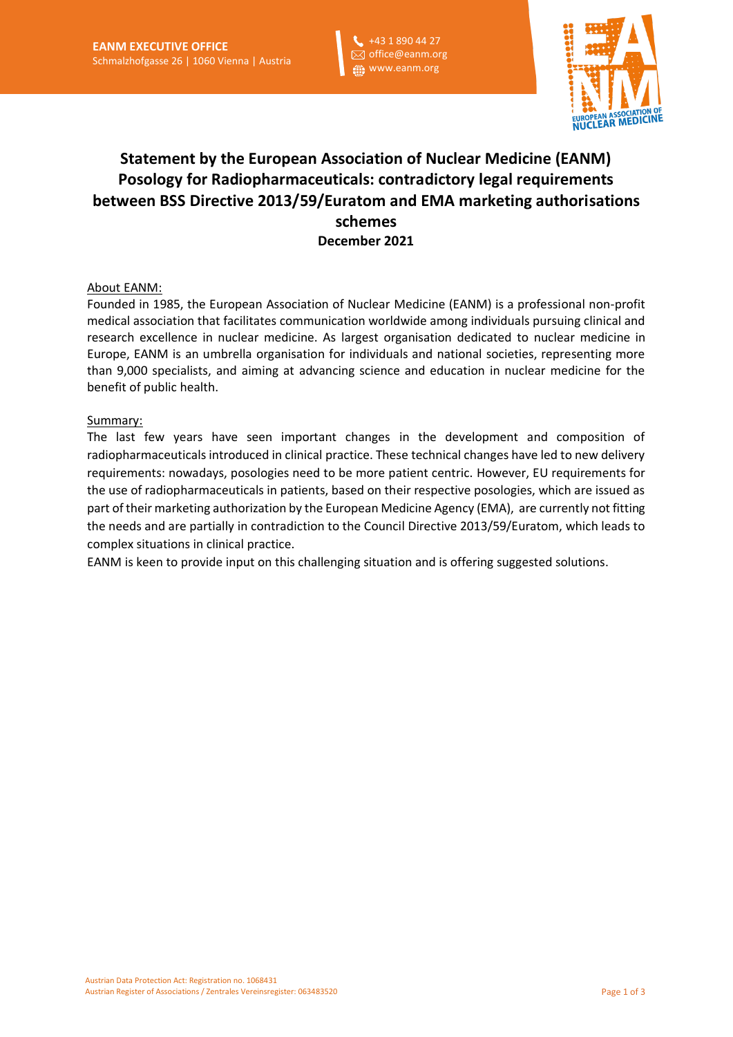EANM EXECUTIVE OFFICE
Schmalzhofgasse 26 | 1060 Vienna | Austria

+43 1 890 44 27
office@eanm.org
www.eanm.org

# Statement by the European Association of Nuclear Medicine (EANM) Posology for Radiopharmaceuticals: contradictory legal requirements between BSS Directive 2013/59/Euratom and EMA marketing authorisations schemes

**December 2021**

About EANM:

Founded in 1985, the European Association of Nuclear Medicine (EANM) is a professional non-profit medical association that facilitates communication worldwide among individuals pursuing clinical and research excellence in nuclear medicine. As largest organisation dedicated to nuclear medicine in Europe, EANM is an umbrella organisation for individuals and national societies, representing more than 9,000 specialists, and aiming at advancing science and education in nuclear medicine for the benefit of public health.

Summary:

The last few years have seen important changes in the development and composition of radiopharmaceuticals introduced in clinical practice. These technical changes have led to new delivery requirements: nowadays, posologies need to be more patient centric. However, EU requirements for the use of radiopharmaceuticals in patients, based on their respective posologies, which are issued as part of their marketing authorization by the European Medicine Agency (EMA), are currently not fitting the needs and are partially in contradiction to the Council Directive 2013/59/Euratom, which leads to complex situations in clinical practice.

EANM is keen to provide input on this challenging situation and is offering suggested solutions.

Austrian Data Protection Act: Registration no. 1068431
Austrian Register of Associations / Zentrales Vereinsregister: 063483520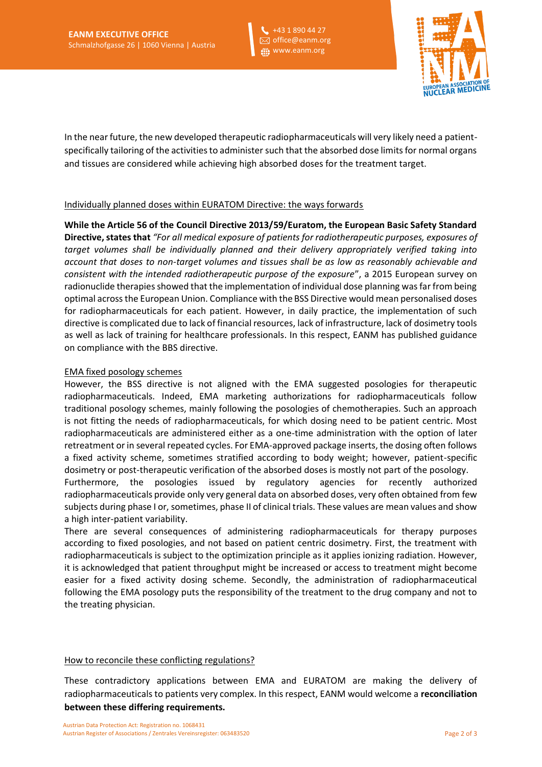In the near future, the new developed therapeutic radiopharmaceuticals will very likely need a patient-specifically tailoring of the activities to administer such that the absorbed dose limits for normal organs and tissues are considered while achieving high absorbed doses for the treatment target.

## Individually planned doses within EURATOM Directive: the ways forwards

**While the Article 56 of the Council Directive 2013/59/Euratom, the European Basic Safety Standard Directive, states that** *"For all medical exposure of patients for radiotherapeutic purposes, exposures of target volumes shall be individually planned and their delivery appropriately verified taking into account that doses to non-target volumes and tissues shall be as low as reasonably achievable and consistent with the intended radiotherapeutic purpose of the exposure*", a 2015 European survey on radionuclide therapies showed that the implementation of individual dose planning was far from being optimal across the European Union. Compliance with the BSS Directive would mean personalised doses for radiopharmaceuticals for each patient. However, in daily practice, the implementation of such directive is complicated due to lack of financial resources, lack of infrastructure, lack of dosimetry tools as well as lack of training for healthcare professionals. In this respect, EANM has published guidance on compliance with the BBS directive.

## EMA fixed posology schemes

However, the BSS directive is not aligned with the EMA suggested posologies for therapeutic radiopharmaceuticals. Indeed, EMA marketing authorizations for radiopharmaceuticals follow traditional posology schemes, mainly following the posologies of chemotherapies. Such an approach is not fitting the needs of radiopharmaceuticals, for which dosing need to be patient centric. Most radiopharmaceuticals are administered either as a one-time administration with the option of later retreatment or in several repeated cycles. For EMA-approved package inserts, the dosing often follows a fixed activity scheme, sometimes stratified according to body weight; however, patient-specific dosimetry or post-therapeutic verification of the absorbed doses is mostly not part of the posology.
Furthermore, the posologies issued by regulatory agencies for recently authorized radiopharmaceuticals provide only very general data on absorbed doses, very often obtained from few subjects during phase I or, sometimes, phase II of clinical trials. These values are mean values and show a high inter-patient variability.
There are several consequences of administering radiopharmaceuticals for therapy purposes according to fixed posologies, and not based on patient centric dosimetry. First, the treatment with radiopharmaceuticals is subject to the optimization principle as it applies ionizing radiation. However, it is acknowledged that patient throughput might be increased or access to treatment might become easier for a fixed activity dosing scheme. Secondly, the administration of radiopharmaceutical following the EMA posology puts the responsibility of the treatment to the drug company and not to the treating physician.

## How to reconcile these conflicting regulations?

These contradictory applications between EMA and EURATOM are making the delivery of radiopharmaceuticals to patients very complex. In this respect, EANM would welcome a **reconciliation between these differing requirements.**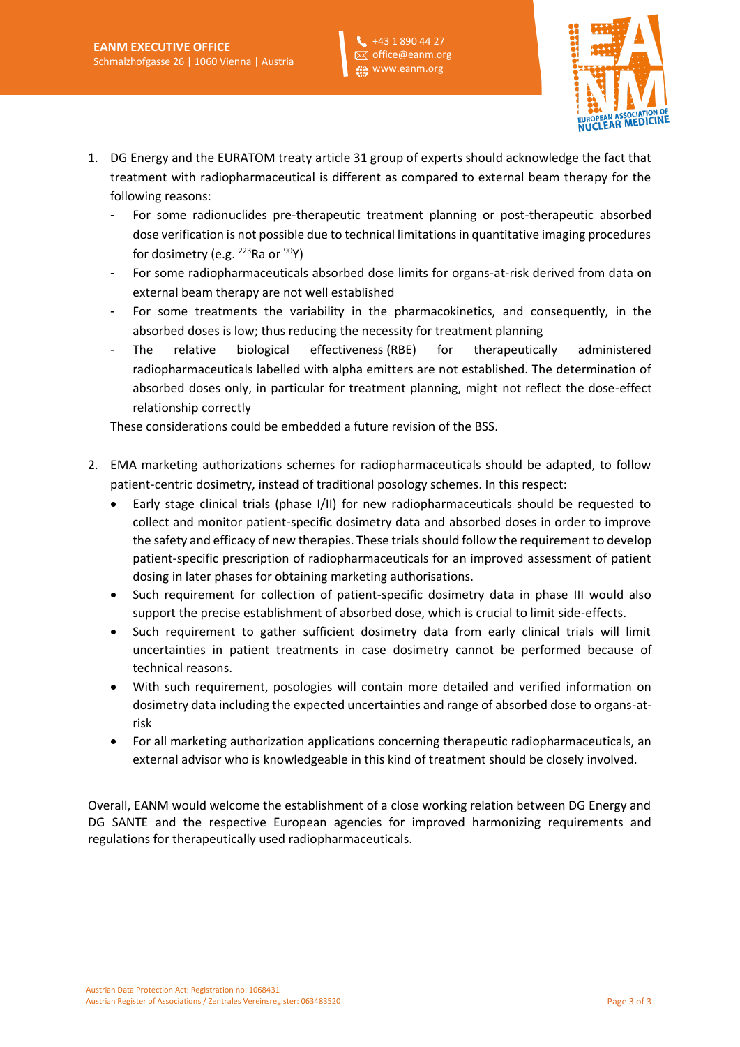1. DG Energy and the EURATOM treaty article 31 group of experts should acknowledge the fact that treatment with radiopharmaceutical is different as compared to external beam therapy for the following reasons:
   - For some radionuclides pre-therapeutic treatment planning or post-therapeutic absorbed dose verification is not possible due to technical limitations in quantitative imaging procedures for dosimetry (e.g. $^{223}$Ra or $^{90}$Y)
   - For some radiopharmaceuticals absorbed dose limits for organs-at-risk derived from data on external beam therapy are not well established
   - For some treatments the variability in the pharmacokinetics, and consequently, in the absorbed doses is low; thus reducing the necessity for treatment planning
   - The relative biological effectiveness (RBE) for therapeutically administered radiopharmaceuticals labelled with alpha emitters are not established. The determination of absorbed doses only, in particular for treatment planning, might not reflect the dose-effect relationship correctly

   These considerations could be embedded a future revision of the BSS.

2. EMA marketing authorizations schemes for radiopharmaceuticals should be adapted, to follow patient-centric dosimetry, instead of traditional posology schemes. In this respect:
   - Early stage clinical trials (phase I/II) for new radiopharmaceuticals should be requested to collect and monitor patient-specific dosimetry data and absorbed doses in order to improve the safety and efficacy of new therapies. These trials should follow the requirement to develop patient-specific prescription of radiopharmaceuticals for an improved assessment of patient dosing in later phases for obtaining marketing authorisations.
   - Such requirement for collection of patient-specific dosimetry data in phase III would also support the precise establishment of absorbed dose, which is crucial to limit side-effects.
   - Such requirement to gather sufficient dosimetry data from early clinical trials will limit uncertainties in patient treatments in case dosimetry cannot be performed because of technical reasons.
   - With such requirement, posologies will contain more detailed and verified information on dosimetry data including the expected uncertainties and range of absorbed dose to organs-at-risk
   - For all marketing authorization applications concerning therapeutic radiopharmaceuticals, an external advisor who is knowledgeable in this kind of treatment should be closely involved.

Overall, EANM would welcome the establishment of a close working relation between DG Energy and DG SANTE and the respective European agencies for improved harmonizing requirements and regulations for therapeutically used radiopharmaceuticals.